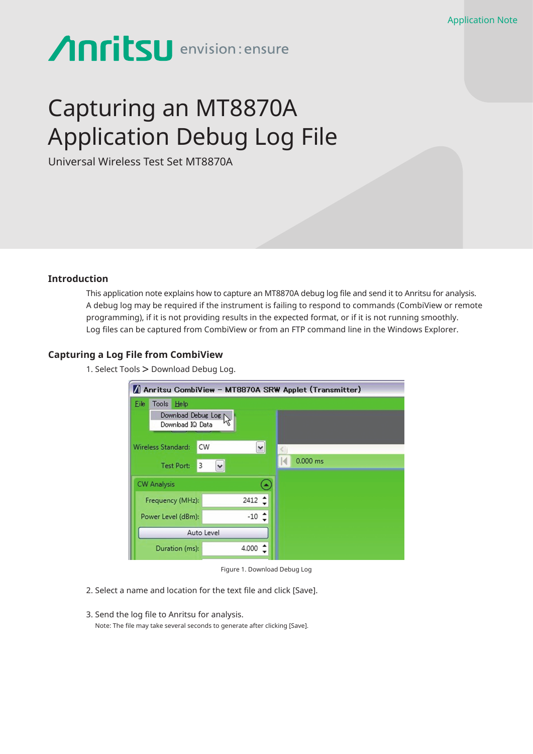Application Note

# Capturing an MT8870A Application Debug Log File

Universal Wireless Test Set MT8870A

## Introduction

This application note explains how to capture an MT8870A debug log file and send it to Anritsu for analysis. A debug log may be required if the instrument is failing to respond to commands (CombiView or remote programming), if it is not providing results in the expected format, or if it is not running smoothly. Log files can be captured from CombiView or from an FTP command line in the Windows Explorer.

## Capturing a Log File from CombiView

1. Select Tools > Download Debug Log.

Figure 1. Download Debug Log

2. Select a name and location for the text file and click [Save].

3. Send the log file to Anritsu for analysis.
   Note: The file may take several seconds to generate after clicking [Save].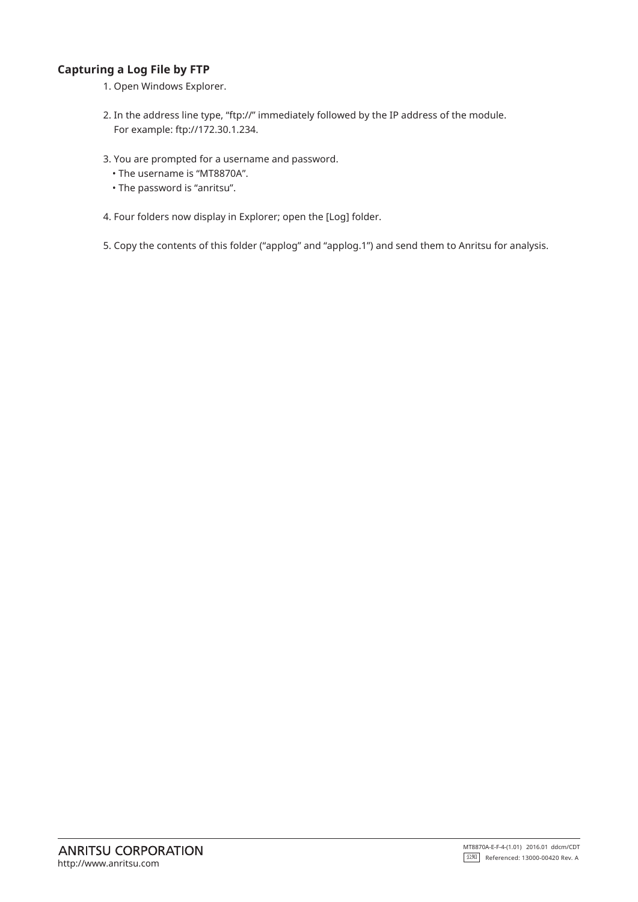### Capturing a Log File by FTP

1. Open Windows Explorer.

2. In the address line type, “ftp://” immediately followed by the IP address of the module.
   For example: ftp://172.30.1.234.

3. You are prompted for a username and password.
   - The username is “MT8870A”.
   - The password is “anritsu”.

4. Four folders now display in Explorer; open the [Log] folder.

5. Copy the contents of this folder (“applog” and “applog.1”) and send them to Anritsu for analysis.

ANRITSU CORPORATION
http://www.anritsu.com

MT8870A-E-F-4-(1.01) 2016.01 ddcm/CDT
公知 Referenced: 13000-00420 Rev. A